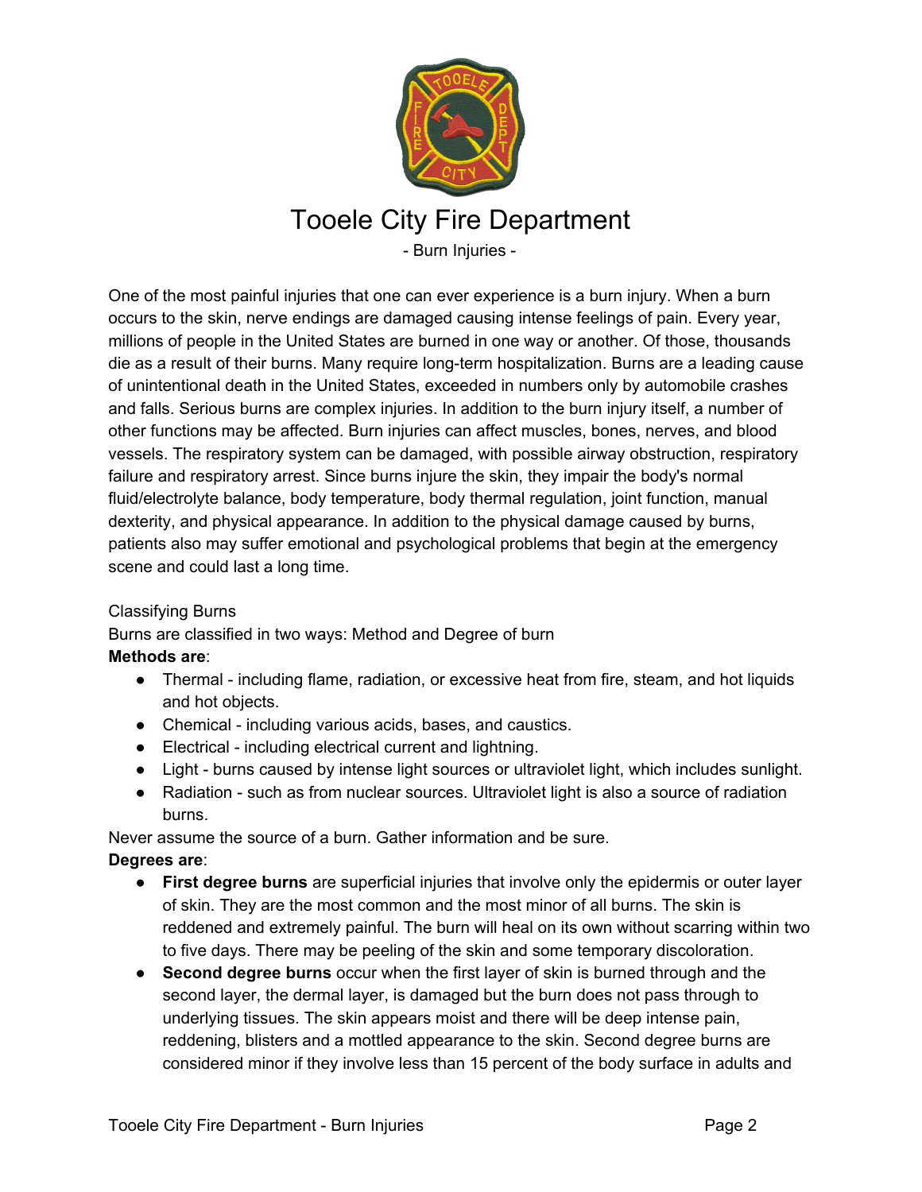# Tooele City Fire Department

- Burn Injuries -

One of the most painful injuries that one can ever experience is a burn injury. When a burn occurs to the skin, nerve endings are damaged causing intense feelings of pain. Every year, millions of people in the United States are burned in one way or another. Of those, thousands die as a result of their burns. Many require long-term hospitalization. Burns are a leading cause of unintentional death in the United States, exceeded in numbers only by automobile crashes and falls. Serious burns are complex injuries. In addition to the burn injury itself, a number of other functions may be affected. Burn injuries can affect muscles, bones, nerves, and blood vessels. The respiratory system can be damaged, with possible airway obstruction, respiratory failure and respiratory arrest. Since burns injure the skin, they impair the body's normal fluid/electrolyte balance, body temperature, body thermal regulation, joint function, manual dexterity, and physical appearance. In addition to the physical damage caused by burns, patients also may suffer emotional and psychological problems that begin at the emergency scene and could last a long time.

Classifying Burns

Burns are classified in two ways: Method and Degree of burn

**Methods are**:

- Thermal - including flame, radiation, or excessive heat from fire, steam, and hot liquids and hot objects.
- Chemical - including various acids, bases, and caustics.
- Electrical - including electrical current and lightning.
- Light - burns caused by intense light sources or ultraviolet light, which includes sunlight.
- Radiation - such as from nuclear sources. Ultraviolet light is also a source of radiation burns.

Never assume the source of a burn. Gather information and be sure.

**Degrees are**:

- **First degree burns** are superficial injuries that involve only the epidermis or outer layer of skin. They are the most common and the most minor of all burns. The skin is reddened and extremely painful. The burn will heal on its own without scarring within two to five days. There may be peeling of the skin and some temporary discoloration.
- **Second degree burns** occur when the first layer of skin is burned through and the second layer, the dermal layer, is damaged but the burn does not pass through to underlying tissues. The skin appears moist and there will be deep intense pain, reddening, blisters and a mottled appearance to the skin. Second degree burns are considered minor if they involve less than 15 percent of the body surface in adults and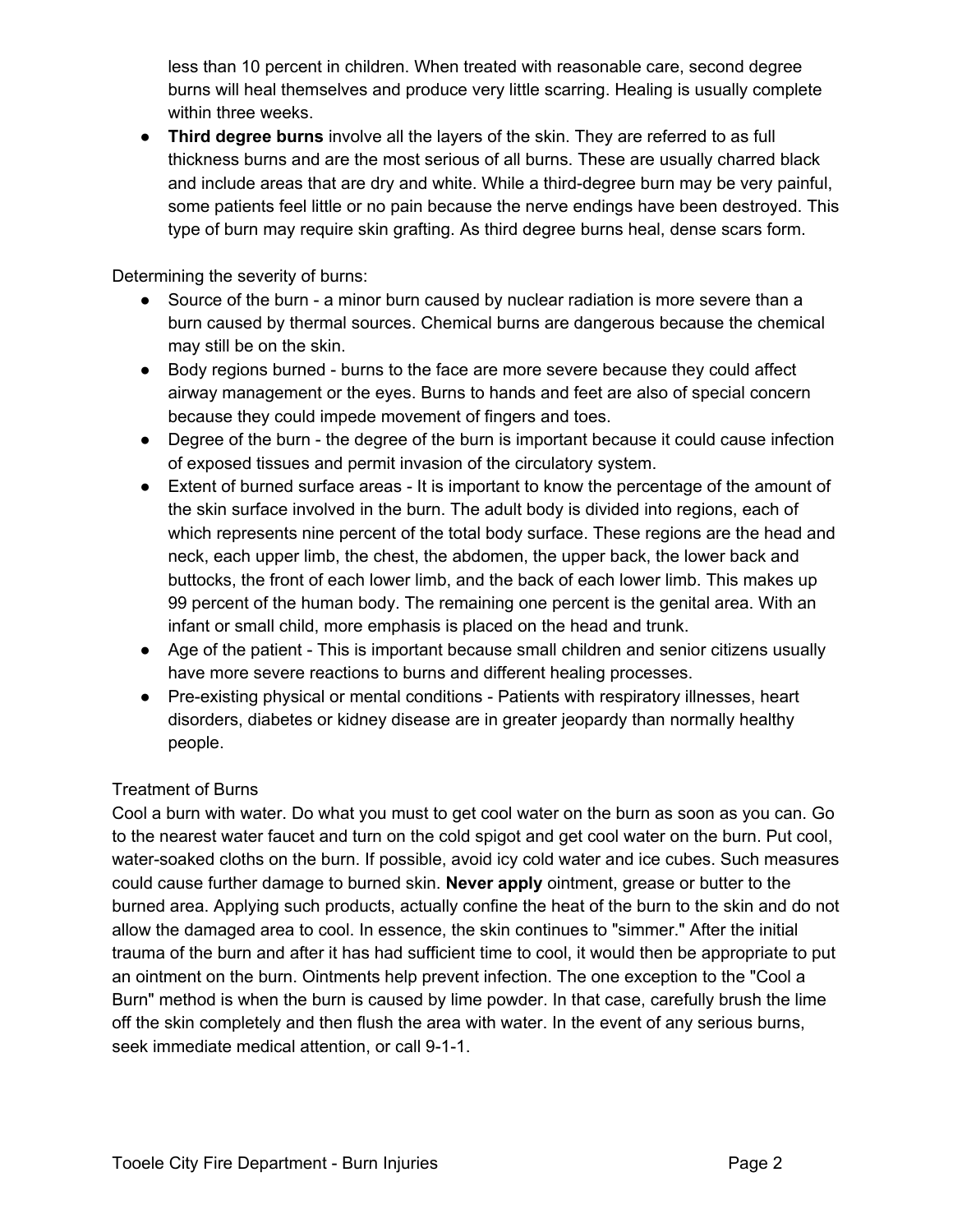less than 10 percent in children. When treated with reasonable care, second degree burns will heal themselves and produce very little scarring. Healing is usually complete within three weeks.

- **Third degree burns** involve all the layers of the skin. They are referred to as full thickness burns and are the most serious of all burns. These are usually charred black and include areas that are dry and white. While a third-degree burn may be very painful, some patients feel little or no pain because the nerve endings have been destroyed. This type of burn may require skin grafting. As third degree burns heal, dense scars form.

Determining the severity of burns:

- Source of the burn - a minor burn caused by nuclear radiation is more severe than a burn caused by thermal sources. Chemical burns are dangerous because the chemical may still be on the skin.
- Body regions burned - burns to the face are more severe because they could affect airway management or the eyes. Burns to hands and feet are also of special concern because they could impede movement of fingers and toes.
- Degree of the burn - the degree of the burn is important because it could cause infection of exposed tissues and permit invasion of the circulatory system.
- Extent of burned surface areas - It is important to know the percentage of the amount of the skin surface involved in the burn. The adult body is divided into regions, each of which represents nine percent of the total body surface. These regions are the head and neck, each upper limb, the chest, the abdomen, the upper back, the lower back and buttocks, the front of each lower limb, and the back of each lower limb. This makes up 99 percent of the human body. The remaining one percent is the genital area. With an infant or small child, more emphasis is placed on the head and trunk.
- Age of the patient - This is important because small children and senior citizens usually have more severe reactions to burns and different healing processes.
- Pre-existing physical or mental conditions - Patients with respiratory illnesses, heart disorders, diabetes or kidney disease are in greater jeopardy than normally healthy people.

Treatment of Burns

Cool a burn with water. Do what you must to get cool water on the burn as soon as you can. Go to the nearest water faucet and turn on the cold spigot and get cool water on the burn. Put cool, water-soaked cloths on the burn. If possible, avoid icy cold water and ice cubes. Such measures could cause further damage to burned skin. **Never apply** ointment, grease or butter to the burned area. Applying such products, actually confine the heat of the burn to the skin and do not allow the damaged area to cool. In essence, the skin continues to "simmer." After the initial trauma of the burn and after it has had sufficient time to cool, it would then be appropriate to put an ointment on the burn. Ointments help prevent infection. The one exception to the "Cool a Burn" method is when the burn is caused by lime powder. In that case, carefully brush the lime off the skin completely and then flush the area with water. In the event of any serious burns, seek immediate medical attention, or call 9-1-1.